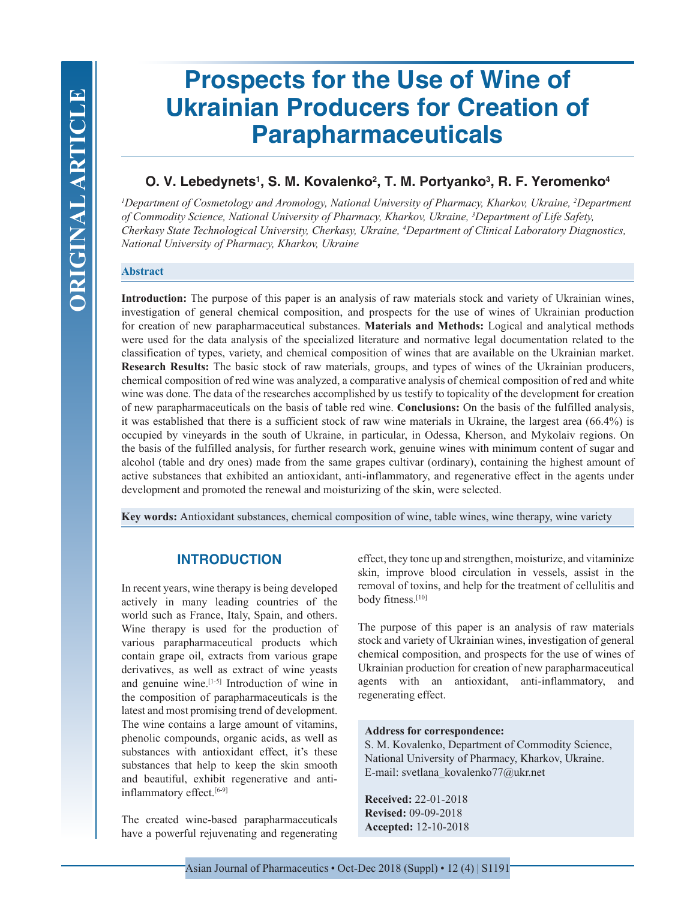# Prospects for the Use of Wine of Ukrainian Producers for Creation of Parapharmaceuticals

**O. V. Lebedynets[1], S. M. Kovalenko[2], T. M. Portyanko[3], R. F. Yeromenko[4]**

*[1]Department of Cosmetology and Aromology, National University of Pharmacy, Kharkov, Ukraine, [2]Department of Commodity Science, National University of Pharmacy, Kharkov, Ukraine, [3]Department of Life Safety, Cherkasy State Technological University, Cherkasy, Ukraine, [4]Department of Clinical Laboratory Diagnostics, National University of Pharmacy, Kharkov, Ukraine*

## Abstract

**Introduction:** The purpose of this paper is an analysis of raw materials stock and variety of Ukrainian wines, investigation of general chemical composition, and prospects for the use of wines of Ukrainian production for creation of new parapharmaceutical substances. **Materials and Methods:** Logical and analytical methods were used for the data analysis of the specialized literature and normative legal documentation related to the classification of types, variety, and chemical composition of wines that are available on the Ukrainian market. **Research Results:** The basic stock of raw materials, groups, and types of wines of the Ukrainian producers, chemical composition of red wine was analyzed, a comparative analysis of chemical composition of red and white wine was done. The data of the researches accomplished by us testify to topicality of the development for creation of new parapharmaceuticals on the basis of table red wine. **Conclusions:** On the basis of the fulfilled analysis, it was established that there is a sufficient stock of raw wine materials in Ukraine, the largest area (66.4%) is occupied by vineyards in the south of Ukraine, in particular, in Odessa, Kherson, and Mykolaiv regions. On the basis of the fulfilled analysis, for further research work, genuine wines with minimum content of sugar and alcohol (table and dry ones) made from the same grapes cultivar (ordinary), containing the highest amount of active substances that exhibited an antioxidant, anti-inflammatory, and regenerative effect in the agents under development and promoted the renewal and moisturizing of the skin, were selected.

**Key words:** Antioxidant substances, chemical composition of wine, table wines, wine therapy, wine variety

## INTRODUCTION

In recent years, wine therapy is being developed actively in many leading countries of the world such as France, Italy, Spain, and others. Wine therapy is used for the production of various parapharmaceutical products which contain grape oil, extracts from various grape derivatives, as well as extract of wine yeasts and genuine wine.[1-5] Introduction of wine in the composition of parapharmaceuticals is the latest and most promising trend of development. The wine contains a large amount of vitamins, phenolic compounds, organic acids, as well as substances with antioxidant effect, it's these substances that help to keep the skin smooth and beautiful, exhibit regenerative and anti-inflammatory effect.[6-9]

The created wine-based parapharmaceuticals have a powerful rejuvenating and regenerating effect, they tone up and strengthen, moisturize, and vitaminize skin, improve blood circulation in vessels, assist in the removal of toxins, and help for the treatment of cellulitis and body fitness.[10]

The purpose of this paper is an analysis of raw materials stock and variety of Ukrainian wines, investigation of general chemical composition, and prospects for the use of wines of Ukrainian production for creation of new parapharmaceutical agents with an antioxidant, anti-inflammatory, and regenerating effect.

**Address for correspondence:**
S. M. Kovalenko, Department of Commodity Science, National University of Pharmacy, Kharkov, Ukraine.
E-mail: svetlana_kovalenko77@ukr.net

**Received:** 22-01-2018
**Revised:** 09-09-2018
**Accepted:** 12-10-2018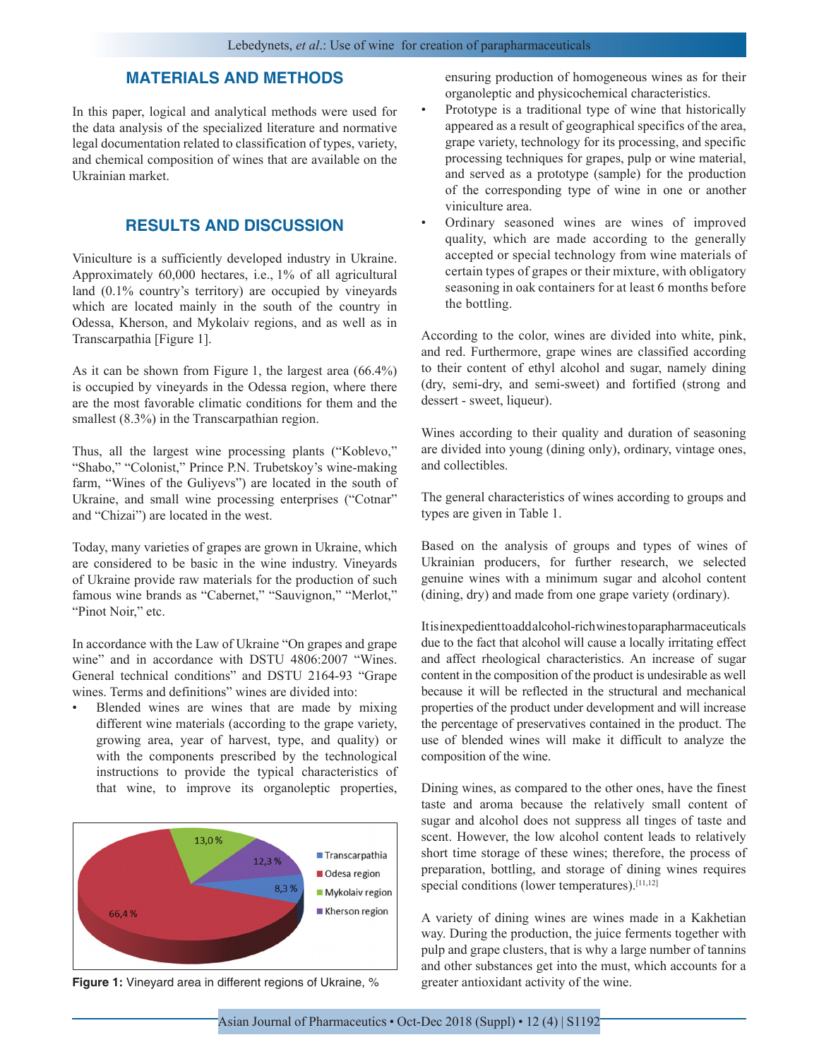## MATERIALS AND METHODS

In this paper, logical and analytical methods were used for the data analysis of the specialized literature and normative legal documentation related to classification of types, variety, and chemical composition of wines that are available on the Ukrainian market.

## RESULTS AND DISCUSSION

Viniculture is a sufficiently developed industry in Ukraine. Approximately 60,000 hectares, i.e., 1% of all agricultural land (0.1% country's territory) are occupied by vineyards which are located mainly in the south of the country in Odessa, Kherson, and Mykolaiv regions, and as well as in Transcarpathia [Figure 1].

As it can be shown from Figure 1, the largest area (66.4%) is occupied by vineyards in the Odessa region, where there are the most favorable climatic conditions for them and the smallest (8.3%) in the Transcarpathian region.

Thus, all the largest wine processing plants ("Koblevo," "Shabo," "Colonist," Prince P.N. Trubetskoy's wine-making farm, "Wines of the Guliyevs") are located in the south of Ukraine, and small wine processing enterprises ("Cotnar" and "Chizai") are located in the west.

Today, many varieties of grapes are grown in Ukraine, which are considered to be basic in the wine industry. Vineyards of Ukraine provide raw materials for the production of such famous wine brands as "Cabernet," "Sauvignon," "Merlot," "Pinot Noir," etc.

In accordance with the Law of Ukraine "On grapes and grape wine" and in accordance with DSTU 4806:2007 "Wines. General technical conditions" and DSTU 2164-93 "Grape wines. Terms and definitions" wines are divided into:

- Blended wines are wines that are made by mixing different wine materials (according to the grape variety, growing area, year of harvest, type, and quality) or with the components prescribed by the technological instructions to provide the typical characteristics of that wine, to improve its organoleptic properties, ensuring production of homogeneous wines as for their organoleptic and physicochemical characteristics.
- Prototype is a traditional type of wine that historically appeared as a result of geographical specifics of the area, grape variety, technology for its processing, and specific processing techniques for grapes, pulp or wine material, and served as a prototype (sample) for the production of the corresponding type of wine in one or another viniculture area.
- Ordinary seasoned wines are wines of improved quality, which are made according to the generally accepted or special technology from wine materials of certain types of grapes or their mixture, with obligatory seasoning in oak containers for at least 6 months before the bottling.

Figure 1: Vineyard area in different regions of Ukraine, %

According to the color, wines are divided into white, pink, and red. Furthermore, grape wines are classified according to their content of ethyl alcohol and sugar, namely dining (dry, semi-dry, and semi-sweet) and fortified (strong and dessert - sweet, liqueur).

Wines according to their quality and duration of seasoning are divided into young (dining only), ordinary, vintage ones, and collectibles.

The general characteristics of wines according to groups and types are given in Table 1.

Based on the analysis of groups and types of wines of Ukrainian producers, for further research, we selected genuine wines with a minimum sugar and alcohol content (dining, dry) and made from one grape variety (ordinary).

It is inexpedient to add alcohol-rich wines to parapharmaceuticals due to the fact that alcohol will cause a locally irritating effect and affect rheological characteristics. An increase of sugar content in the composition of the product is undesirable as well because it will be reflected in the structural and mechanical properties of the product under development and will increase the percentage of preservatives contained in the product. The use of blended wines will make it difficult to analyze the composition of the wine.

Dining wines, as compared to the other ones, have the finest taste and aroma because the relatively small content of sugar and alcohol does not suppress all tinges of taste and scent. However, the low alcohol content leads to relatively short time storage of these wines; therefore, the process of preparation, bottling, and storage of dining wines requires special conditions (lower temperatures).[11,12]

A variety of dining wines are wines made in a Kakhetian way. During the production, the juice ferments together with pulp and grape clusters, that is why a large number of tannins and other substances get into the must, which accounts for a greater antioxidant activity of the wine.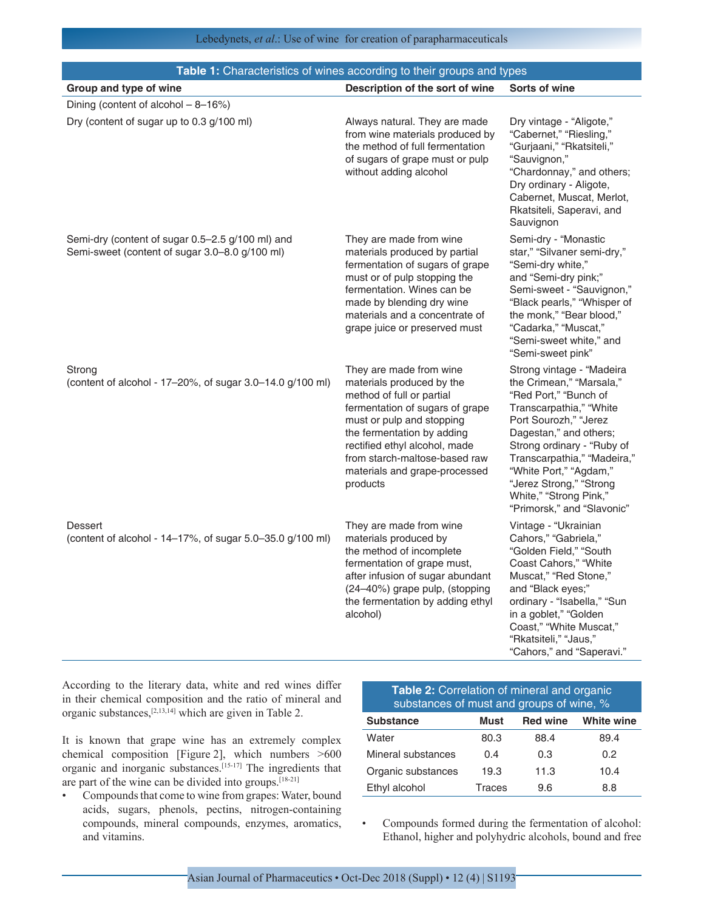**Table 1:** Characteristics of wines according to their groups and types

| Group and type of wine | Description of the sort of wine | Sorts of wine |
|---|---|---|
| Dining (content of alcohol – 8–16%) | | |
| Dry (content of sugar up to 0.3 g/100 ml) | Always natural. They are made from wine materials produced by the method of full fermentation of sugars of grape must or pulp without adding alcohol | Dry vintage - "Aligote," "Cabernet," "Riesling," "Gurjaani," "Rkatsiteli," "Sauvignon," "Chardonnay," and others; Dry ordinary - Aligote, Cabernet, Muscat, Merlot, Rkatsiteli, Saperavi, and Sauvignon |
| Semi-dry (content of sugar 0.5–2.5 g/100 ml) and Semi-sweet (content of sugar 3.0–8.0 g/100 ml) | They are made from wine materials produced by partial fermentation of sugars of grape must or of pulp stopping the fermentation. Wines can be made by blending dry wine materials and a concentrate of grape juice or preserved must | Semi-dry - "Monastic star," "Silvaner semi-dry," "Semi-dry white," and "Semi-dry pink;" Semi-sweet - "Sauvignon," "Black pearls," "Whisper of the monk," "Bear blood," "Cadarka," "Muscat," "Semi-sweet white," and "Semi-sweet pink" |
| Strong (content of alcohol - 17–20%, of sugar 3.0–14.0 g/100 ml) | They are made from wine materials produced by the method of full or partial fermentation of sugars of grape must or pulp and stopping the fermentation by adding rectified ethyl alcohol, made from starch-maltose-based raw materials and grape-processed products | Strong vintage - "Madeira the Crimean," "Marsala," "Red Port," "Bunch of Transcarpathia," "White Port Sourozh," "Jerez Dagestan," and others; Strong ordinary - "Ruby of Transcarpathia," "Madeira," "White Port," "Agdam," "Jerez Strong," "Strong White," "Strong Pink," "Primorsk," and "Slavonic" |
| Dessert (content of alcohol - 14–17%, of sugar 5.0–35.0 g/100 ml) | They are made from wine materials produced by the method of incomplete fermentation of grape must, after infusion of sugar abundant (24–40%) grape pulp, (stopping the fermentation by adding ethyl alcohol) | Vintage - "Ukrainian Cahors," "Gabriela," "Golden Field," "South Coast Cahors," "White Muscat," "Red Stone," and "Black eyes;" ordinary - "Isabella," "Sun in a goblet," "Golden Coast," "White Muscat," "Rkatsiteli," "Jaus," "Cahors," and "Saperavi." |

According to the literary data, white and red wines differ in their chemical composition and the ratio of mineral and organic substances,[2,13,14] which are given in Table 2.

**Table 2:** Correlation of mineral and organic substances of must and groups of wine, %

| Substance | Must | Red wine | White wine |
|---|---|---|---|
| Water | 80.3 | 88.4 | 89.4 |
| Mineral substances | 0.4 | 0.3 | 0.2 |
| Organic substances | 19.3 | 11.3 | 10.4 |
| Ethyl alcohol | Traces | 9.6 | 8.8 |

It is known that grape wine has an extremely complex chemical composition [Figure 2], which numbers >600 organic and inorganic substances.[15-17] The ingredients that are part of the wine can be divided into groups.[18-21]

- Compounds that come to wine from grapes: Water, bound acids, sugars, phenols, pectins, nitrogen-containing compounds, mineral compounds, enzymes, aromatics, and vitamins.
- Compounds formed during the fermentation of alcohol: Ethanol, higher and polyhydric alcohols, bound and free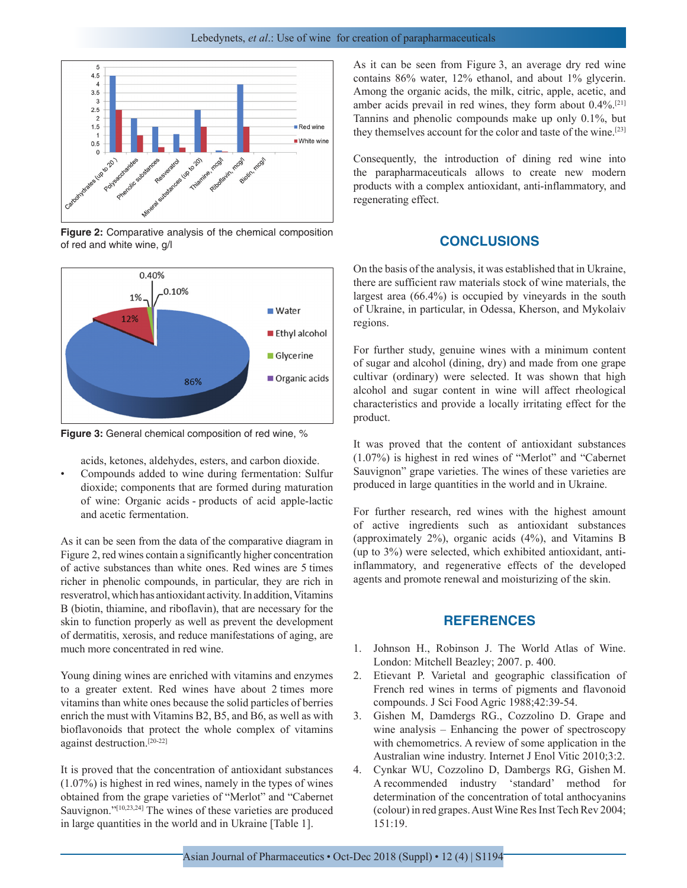**Figure 2:** Comparative analysis of the chemical composition of red and white wine, g/l

**Figure 3:** General chemical composition of red wine, %

acids, ketones, aldehydes, esters, and carbon dioxide.

- Compounds added to wine during fermentation: Sulfur dioxide; components that are formed during maturation of wine: Organic acids - products of acid apple-lactic and acetic fermentation.

As it can be seen from the data of the comparative diagram in Figure 2, red wines contain a significantly higher concentration of active substances than white ones. Red wines are 5 times richer in phenolic compounds, in particular, they are rich in resveratrol, which has antioxidant activity. In addition, Vitamins B (biotin, thiamine, and riboflavin), that are necessary for the skin to function properly as well as prevent the development of dermatitis, xerosis, and reduce manifestations of aging, are much more concentrated in red wine.

Young dining wines are enriched with vitamins and enzymes to a greater extent. Red wines have about 2 times more vitamins than white ones because the solid particles of berries enrich the must with Vitamins B2, B5, and B6, as well as with bioflavonoids that protect the whole complex of vitamins against destruction.[20-22]

It is proved that the concentration of antioxidant substances (1.07%) is highest in red wines, namely in the types of wines obtained from the grape varieties of "Merlot" and "Cabernet Sauvignon."[10,23,24] The wines of these varieties are produced in large quantities in the world and in Ukraine [Table 1].

As it can be seen from Figure 3, an average dry red wine contains 86% water, 12% ethanol, and about 1% glycerin. Among the organic acids, the milk, citric, apple, acetic, and amber acids prevail in red wines, they form about 0.4%.[21] Tannins and phenolic compounds make up only 0.1%, but they themselves account for the color and taste of the wine.[23]

Consequently, the introduction of dining red wine into the parapharmaceuticals allows to create new modern products with a complex antioxidant, anti-inflammatory, and regenerating effect.

## CONCLUSIONS

On the basis of the analysis, it was established that in Ukraine, there are sufficient raw materials stock of wine materials, the largest area (66.4%) is occupied by vineyards in the south of Ukraine, in particular, in Odessa, Kherson, and Mykolaiv regions.

For further study, genuine wines with a minimum content of sugar and alcohol (dining, dry) and made from one grape cultivar (ordinary) were selected. It was shown that high alcohol and sugar content in wine will affect rheological characteristics and provide a locally irritating effect for the product.

It was proved that the content of antioxidant substances (1.07%) is highest in red wines of "Merlot" and "Cabernet Sauvignon" grape varieties. The wines of these varieties are produced in large quantities in the world and in Ukraine.

For further research, red wines with the highest amount of active ingredients such as antioxidant substances (approximately 2%), organic acids (4%), and Vitamins B (up to 3%) were selected, which exhibited antioxidant, anti-inflammatory, and regenerative effects of the developed agents and promote renewal and moisturizing of the skin.

## REFERENCES

1. Johnson H., Robinson J. The World Atlas of Wine. London: Mitchell Beazley; 2007. p. 400.
2. Etievant P. Varietal and geographic classification of French red wines in terms of pigments and flavonoid compounds. J Sci Food Agric 1988;42:39-54.
3. Gishen M, Damdergs RG., Cozzolino D. Grape and wine analysis – Enhancing the power of spectroscopy with chemometrics. A review of some application in the Australian wine industry. Internet J Enol Vitic 2010;3:2.
4. Cynkar WU, Cozzolino D, Dambergs RG, Gishen M. A recommended industry 'standard' method for determination of the concentration of total anthocyanins (colour) in red grapes. Aust Wine Res Inst Tech Rev 2004; 151:19.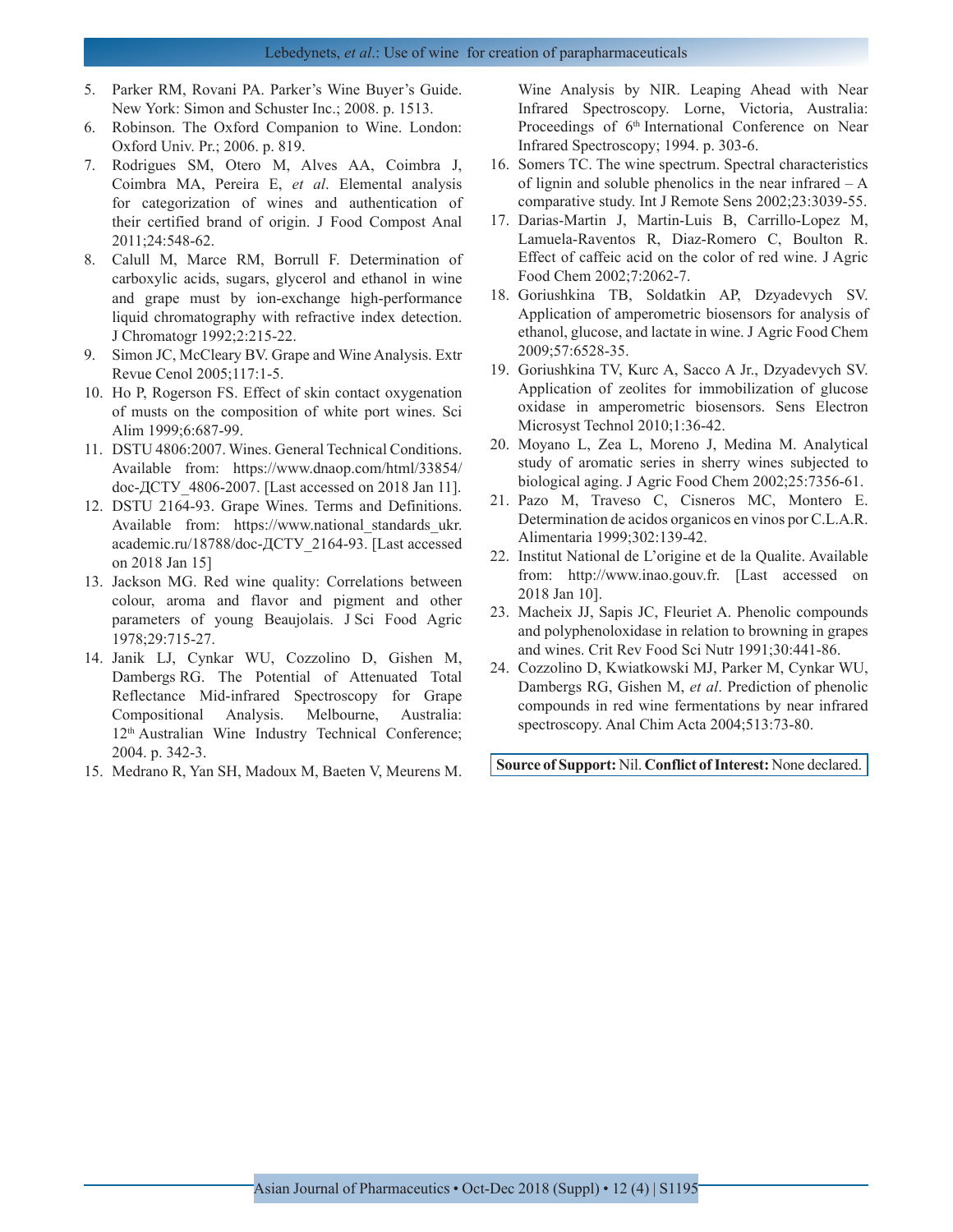5. Parker RM, Rovani PA. Parker's Wine Buyer's Guide. New York: Simon and Schuster Inc.; 2008. p. 1513.
6. Robinson. The Oxford Companion to Wine. London: Oxford Univ. Pr.; 2006. p. 819.
7. Rodrigues SM, Otero M, Alves AA, Coimbra J, Coimbra MA, Pereira E, *et al*. Elemental analysis for categorization of wines and authentication of their certified brand of origin. J Food Compost Anal 2011;24:548-62.
8. Calull M, Marce RM, Borrull F. Determination of carboxylic acids, sugars, glycerol and ethanol in wine and grape must by ion-exchange high-performance liquid chromatography with refractive index detection. J Chromatogr 1992;2:215-22.
9. Simon JC, McCleary BV. Grape and Wine Analysis. Extr Revue Cenol 2005;117:1-5.
10. Ho P, Rogerson FS. Effect of skin contact oxygenation of musts on the composition of white port wines. Sci Alim 1999;6:687-99.
11. DSTU 4806:2007. Wines. General Technical Conditions. Available from: https://www.dnaop.com/html/33854/doc-ДСТУ_4806-2007. [Last accessed on 2018 Jan 11].
12. DSTU 2164-93. Grape Wines. Terms and Definitions. Available from: https://www.national_standards_ukr.academic.ru/18788/doc-ДСТУ_2164-93. [Last accessed on 2018 Jan 15]
13. Jackson MG. Red wine quality: Correlations between colour, aroma and flavor and pigment and other parameters of young Beaujolais. J Sci Food Agric 1978;29:715-27.
14. Janik LJ, Cynkar WU, Cozzolino D, Gishen M, Dambergs RG. The Potential of Attenuated Total Reflectance Mid-infrared Spectroscopy for Grape Compositional Analysis. Melbourne, Australia: 12th Australian Wine Industry Technical Conference; 2004. p. 342-3.
15. Medrano R, Yan SH, Madoux M, Baeten V, Meurens M. Wine Analysis by NIR. Leaping Ahead with Near Infrared Spectroscopy. Lorne, Victoria, Australia: Proceedings of 6th International Conference on Near Infrared Spectroscopy; 1994. p. 303-6.
16. Somers TC. The wine spectrum. Spectral characteristics of lignin and soluble phenolics in the near infrared – A comparative study. Int J Remote Sens 2002;23:3039-55.
17. Darias-Martin J, Martin-Luis B, Carrillo-Lopez M, Lamuela-Raventos R, Diaz-Romero C, Boulton R. Effect of caffeic acid on the color of red wine. J Agric Food Chem 2002;7:2062-7.
18. Goriushkina TB, Soldatkin AP, Dzyadevych SV. Application of amperometric biosensors for analysis of ethanol, glucose, and lactate in wine. J Agric Food Chem 2009;57:6528-35.
19. Goriushkina TV, Kurc A, Sacco A Jr., Dzyadevych SV. Application of zeolites for immobilization of glucose oxidase in amperometric biosensors. Sens Electron Microsyst Technol 2010;1:36-42.
20. Moyano L, Zea L, Moreno J, Medina M. Analytical study of aromatic series in sherry wines subjected to biological aging. J Agric Food Chem 2002;25:7356-61.
21. Pazo M, Traveso C, Cisneros MC, Montero E. Determination de acidos organicos en vinos por C.L.A.R. Alimentaria 1999;302:139-42.
22. Institut National de L'origine et de la Qualite. Available from: http://www.inao.gouv.fr. [Last accessed on 2018 Jan 10].
23. Macheix JJ, Sapis JC, Fleuriet A. Phenolic compounds and polyphenoloxidase in relation to browning in grapes and wines. Crit Rev Food Sci Nutr 1991;30:441-86.
24. Cozzolino D, Kwiatkowski MJ, Parker M, Cynkar WU, Dambergs RG, Gishen M, *et al*. Prediction of phenolic compounds in red wine fermentations by near infrared spectroscopy. Anal Chim Acta 2004;513:73-80.

**Source of Support:** Nil. **Conflict of Interest:** None declared.